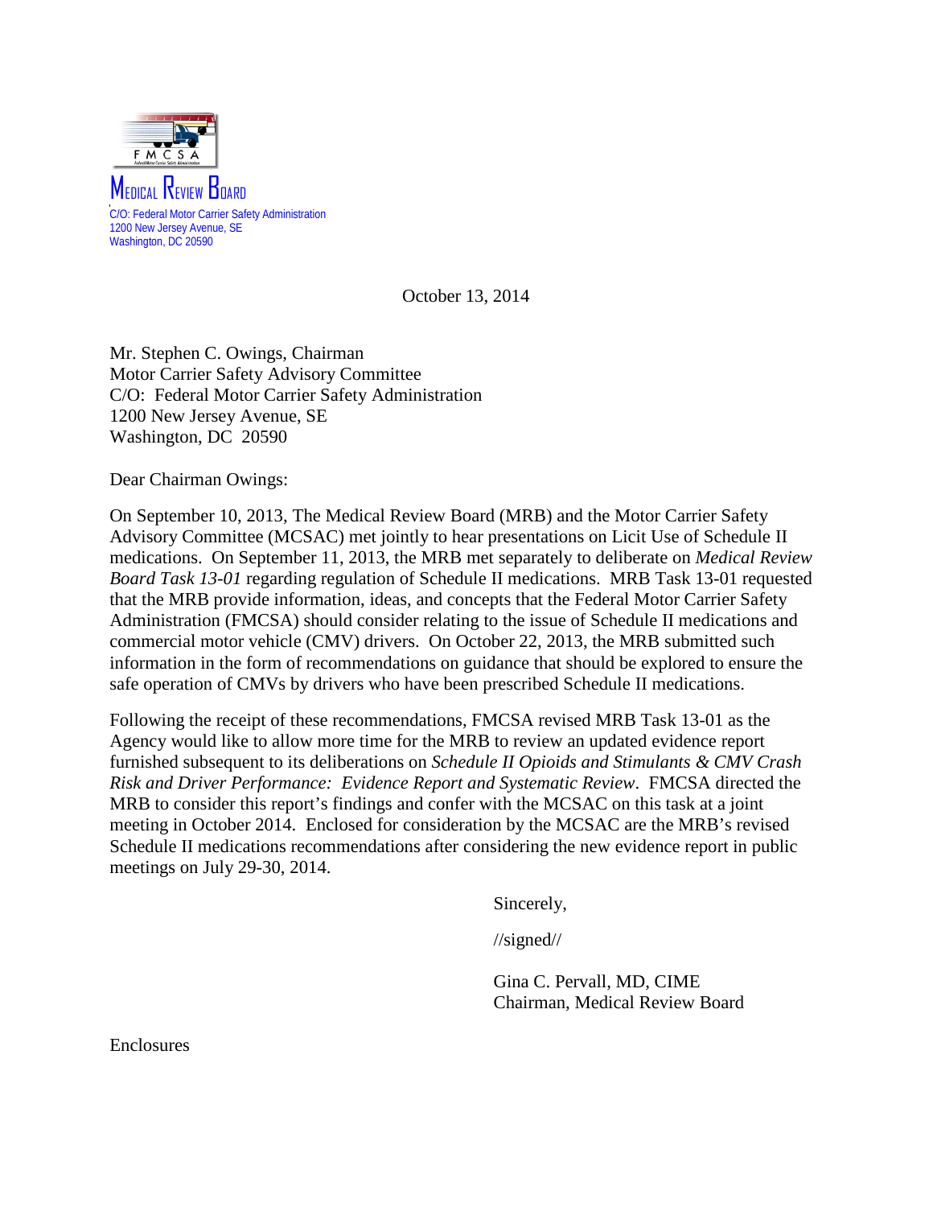Medical Review Board

C/O: Federal Motor Carrier Safety Administration
1200 New Jersey Avenue, SE
Washington, DC 20590

October 13, 2014

Mr. Stephen C. Owings, Chairman
Motor Carrier Safety Advisory Committee
C/O: Federal Motor Carrier Safety Administration
1200 New Jersey Avenue, SE
Washington, DC 20590

Dear Chairman Owings:

On September 10, 2013, The Medical Review Board (MRB) and the Motor Carrier Safety Advisory Committee (MCSAC) met jointly to hear presentations on Licit Use of Schedule II medications. On September 11, 2013, the MRB met separately to deliberate on *Medical Review Board Task 13-01* regarding regulation of Schedule II medications. MRB Task 13-01 requested that the MRB provide information, ideas, and concepts that the Federal Motor Carrier Safety Administration (FMCSA) should consider relating to the issue of Schedule II medications and commercial motor vehicle (CMV) drivers. On October 22, 2013, the MRB submitted such information in the form of recommendations on guidance that should be explored to ensure the safe operation of CMVs by drivers who have been prescribed Schedule II medications.

Following the receipt of these recommendations, FMCSA revised MRB Task 13-01 as the Agency would like to allow more time for the MRB to review an updated evidence report furnished subsequent to its deliberations on *Schedule II Opioids and Stimulants & CMV Crash Risk and Driver Performance: Evidence Report and Systematic Review*. FMCSA directed the MRB to consider this report's findings and confer with the MCSAC on this task at a joint meeting in October 2014. Enclosed for consideration by the MCSAC are the MRB's revised Schedule II medications recommendations after considering the new evidence report in public meetings on July 29-30, 2014.

Sincerely,

//signed//

Gina C. Pervall, MD, CIME
Chairman, Medical Review Board

Enclosures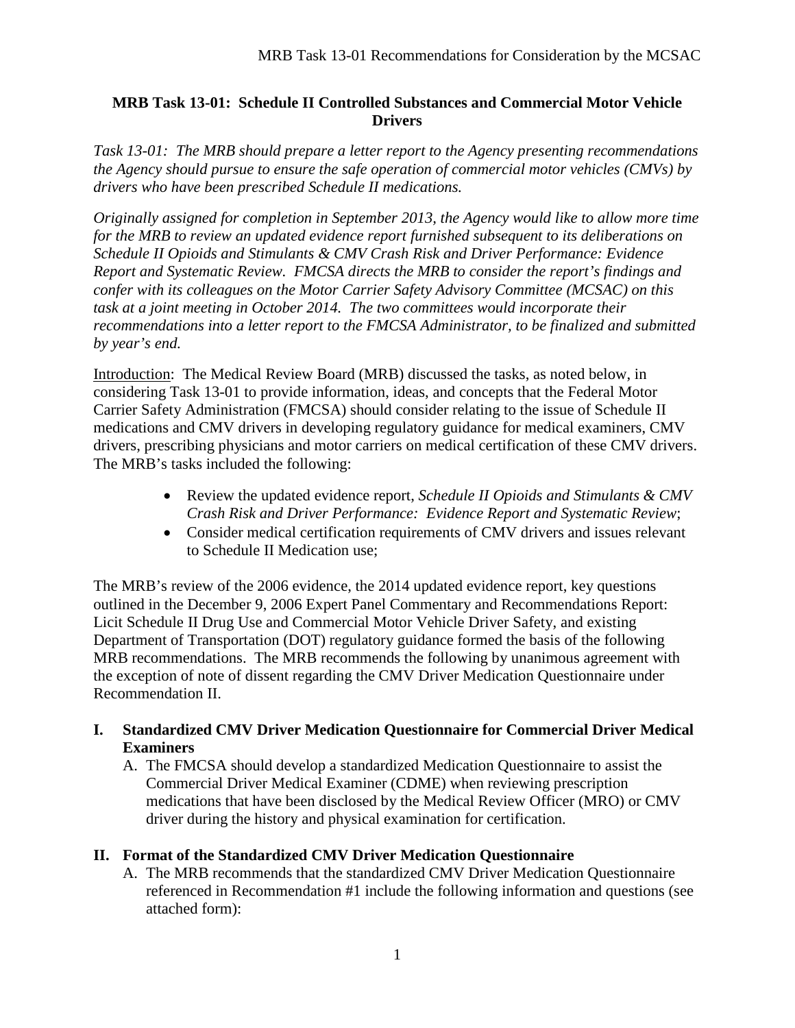**MRB Task 13-01: Schedule II Controlled Substances and Commercial Motor Vehicle Drivers**

*Task 13-01: The MRB should prepare a letter report to the Agency presenting recommendations the Agency should pursue to ensure the safe operation of commercial motor vehicles (CMVs) by drivers who have been prescribed Schedule II medications.*

*Originally assigned for completion in September 2013, the Agency would like to allow more time for the MRB to review an updated evidence report furnished subsequent to its deliberations on Schedule II Opioids and Stimulants & CMV Crash Risk and Driver Performance: Evidence Report and Systematic Review. FMCSA directs the MRB to consider the report's findings and confer with its colleagues on the Motor Carrier Safety Advisory Committee (MCSAC) on this task at a joint meeting in October 2014. The two committees would incorporate their recommendations into a letter report to the FMCSA Administrator, to be finalized and submitted by year's end.*

Introduction: The Medical Review Board (MRB) discussed the tasks, as noted below, in considering Task 13-01 to provide information, ideas, and concepts that the Federal Motor Carrier Safety Administration (FMCSA) should consider relating to the issue of Schedule II medications and CMV drivers in developing regulatory guidance for medical examiners, CMV drivers, prescribing physicians and motor carriers on medical certification of these CMV drivers. The MRB's tasks included the following:

- Review the updated evidence report, *Schedule II Opioids and Stimulants & CMV Crash Risk and Driver Performance: Evidence Report and Systematic Review*;
- Consider medical certification requirements of CMV drivers and issues relevant to Schedule II Medication use;

The MRB's review of the 2006 evidence, the 2014 updated evidence report, key questions outlined in the December 9, 2006 Expert Panel Commentary and Recommendations Report: Licit Schedule II Drug Use and Commercial Motor Vehicle Driver Safety, and existing Department of Transportation (DOT) regulatory guidance formed the basis of the following MRB recommendations. The MRB recommends the following by unanimous agreement with the exception of note of dissent regarding the CMV Driver Medication Questionnaire under Recommendation II.

## I. Standardized CMV Driver Medication Questionnaire for Commercial Driver Medical Examiners

A. The FMCSA should develop a standardized Medication Questionnaire to assist the Commercial Driver Medical Examiner (CDME) when reviewing prescription medications that have been disclosed by the Medical Review Officer (MRO) or CMV driver during the history and physical examination for certification.

## II. Format of the Standardized CMV Driver Medication Questionnaire

A. The MRB recommends that the standardized CMV Driver Medication Questionnaire referenced in Recommendation #1 include the following information and questions (see attached form):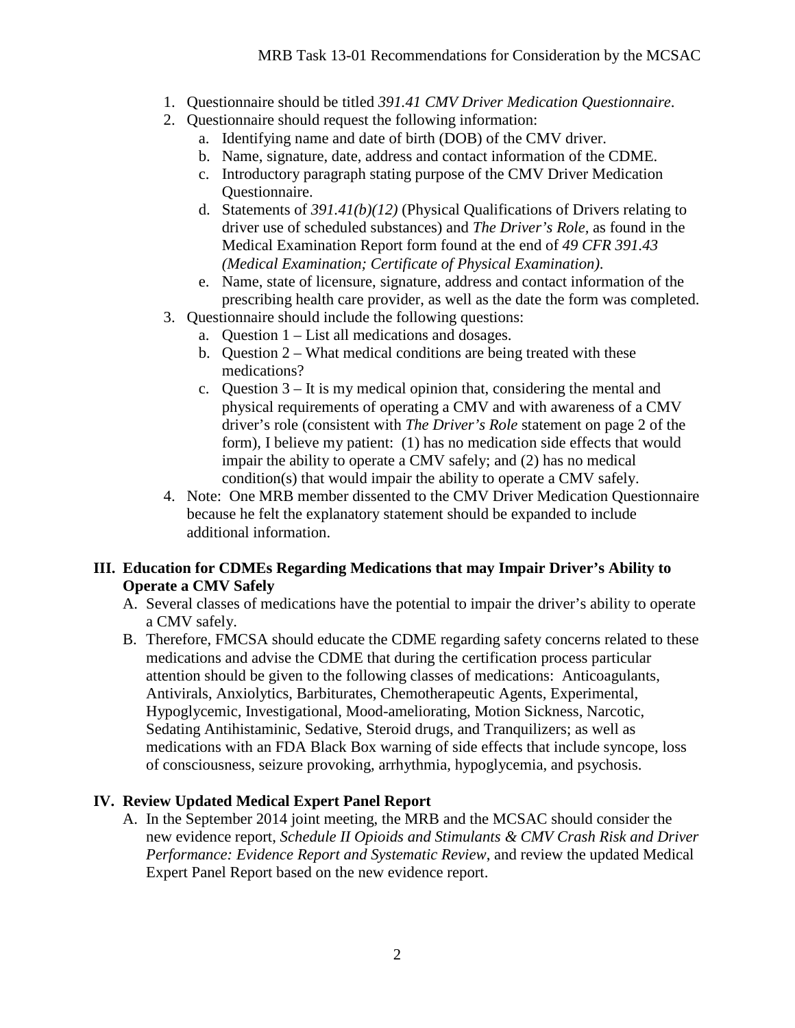1. Questionnaire should be titled *391.41 CMV Driver Medication Questionnaire*.
2. Questionnaire should request the following information:
    a. Identifying name and date of birth (DOB) of the CMV driver.
    b. Name, signature, date, address and contact information of the CDME.
    c. Introductory paragraph stating purpose of the CMV Driver Medication Questionnaire.
    d. Statements of *391.41(b)(12)* (Physical Qualifications of Drivers relating to driver use of scheduled substances) and *The Driver's Role*, as found in the Medical Examination Report form found at the end of *49 CFR 391.43 (Medical Examination; Certificate of Physical Examination)*.
    e. Name, state of licensure, signature, address and contact information of the prescribing health care provider, as well as the date the form was completed.
3. Questionnaire should include the following questions:
    a. Question 1 – List all medications and dosages.
    b. Question 2 – What medical conditions are being treated with these medications?
    c. Question 3 – It is my medical opinion that, considering the mental and physical requirements of operating a CMV and with awareness of a CMV driver's role (consistent with *The Driver's Role* statement on page 2 of the form), I believe my patient: (1) has no medication side effects that would impair the ability to operate a CMV safely; and (2) has no medical condition(s) that would impair the ability to operate a CMV safely.
4. Note: One MRB member dissented to the CMV Driver Medication Questionnaire because he felt the explanatory statement should be expanded to include additional information.

## III. Education for CDMEs Regarding Medications that may Impair Driver's Ability to Operate a CMV Safely

A. Several classes of medications have the potential to impair the driver's ability to operate a CMV safely.

B. Therefore, FMCSA should educate the CDME regarding safety concerns related to these medications and advise the CDME that during the certification process particular attention should be given to the following classes of medications: Anticoagulants, Antivirals, Anxiolytics, Barbiturates, Chemotherapeutic Agents, Experimental, Hypoglycemic, Investigational, Mood-ameliorating, Motion Sickness, Narcotic, Sedating Antihistaminic, Sedative, Steroid drugs, and Tranquilizers; as well as medications with an FDA Black Box warning of side effects that include syncope, loss of consciousness, seizure provoking, arrhythmia, hypoglycemia, and psychosis.

## IV. Review Updated Medical Expert Panel Report

A. In the September 2014 joint meeting, the MRB and the MCSAC should consider the new evidence report, *Schedule II Opioids and Stimulants & CMV Crash Risk and Driver Performance: Evidence Report and Systematic Review*, and review the updated Medical Expert Panel Report based on the new evidence report.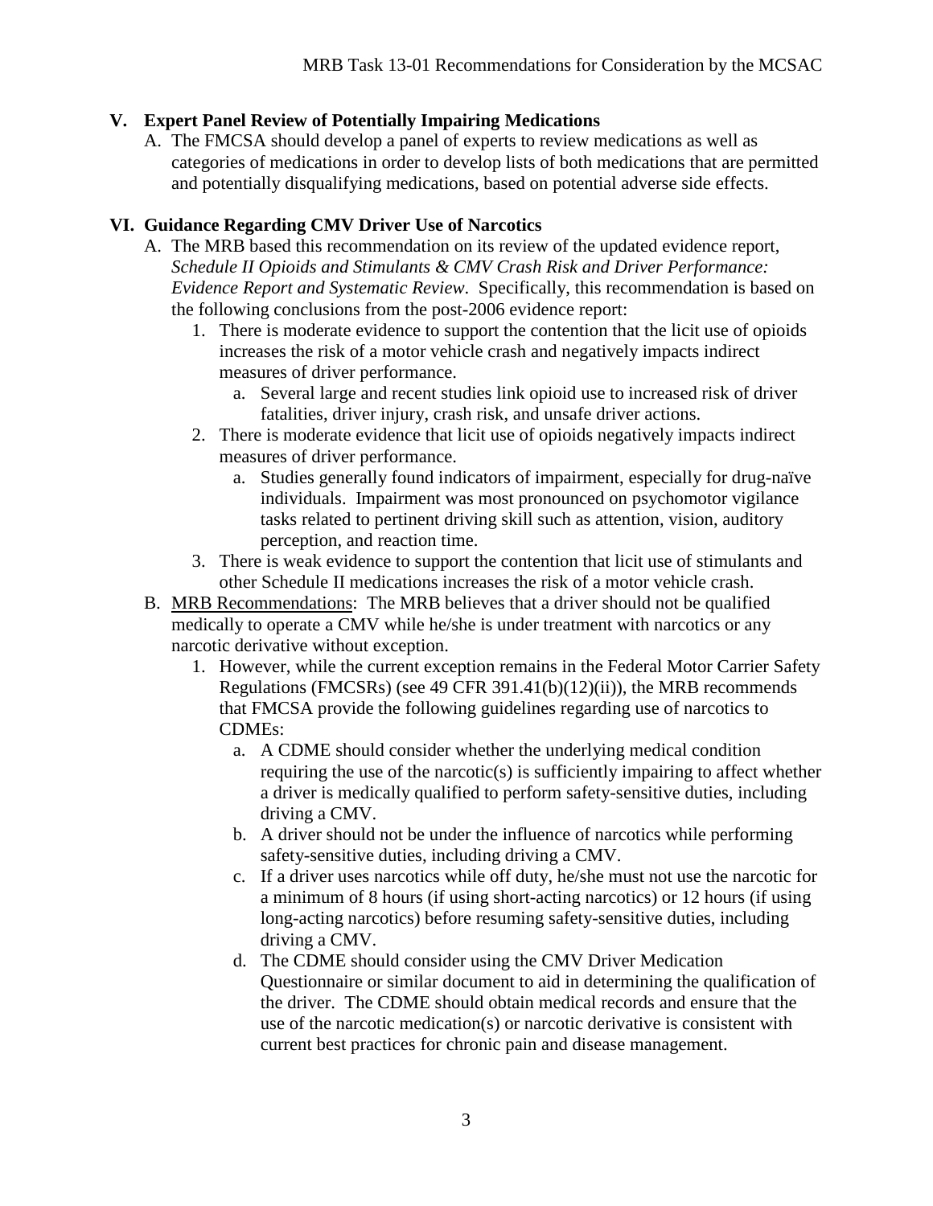## V. Expert Panel Review of Potentially Impairing Medications

A. The FMCSA should develop a panel of experts to review medications as well as categories of medications in order to develop lists of both medications that are permitted and potentially disqualifying medications, based on potential adverse side effects.

## VI. Guidance Regarding CMV Driver Use of Narcotics

A. The MRB based this recommendation on its review of the updated evidence report, *Schedule II Opioids and Stimulants & CMV Crash Risk and Driver Performance: Evidence Report and Systematic Review*. Specifically, this recommendation is based on the following conclusions from the post-2006 evidence report:

   1. There is moderate evidence to support the contention that the licit use of opioids increases the risk of a motor vehicle crash and negatively impacts indirect measures of driver performance.
      a. Several large and recent studies link opioid use to increased risk of driver fatalities, driver injury, crash risk, and unsafe driver actions.
   2. There is moderate evidence that licit use of opioids negatively impacts indirect measures of driver performance.
      a. Studies generally found indicators of impairment, especially for drug-naïve individuals. Impairment was most pronounced on psychomotor vigilance tasks related to pertinent driving skill such as attention, vision, auditory perception, and reaction time.
   3. There is weak evidence to support the contention that licit use of stimulants and other Schedule II medications increases the risk of a motor vehicle crash.

B. <u>MRB Recommendations</u>: The MRB believes that a driver should not be qualified medically to operate a CMV while he/she is under treatment with narcotics or any narcotic derivative without exception.

   1. However, while the current exception remains in the Federal Motor Carrier Safety Regulations (FMCSRs) (see 49 CFR 391.41(b)(12)(ii)), the MRB recommends that FMCSA provide the following guidelines regarding use of narcotics to CDMEs:
      a. A CDME should consider whether the underlying medical condition requiring the use of the narcotic(s) is sufficiently impairing to affect whether a driver is medically qualified to perform safety-sensitive duties, including driving a CMV.
      b. A driver should not be under the influence of narcotics while performing safety-sensitive duties, including driving a CMV.
      c. If a driver uses narcotics while off duty, he/she must not use the narcotic for a minimum of 8 hours (if using short-acting narcotics) or 12 hours (if using long-acting narcotics) before resuming safety-sensitive duties, including driving a CMV.
      d. The CDME should consider using the CMV Driver Medication Questionnaire or similar document to aid in determining the qualification of the driver. The CDME should obtain medical records and ensure that the use of the narcotic medication(s) or narcotic derivative is consistent with current best practices for chronic pain and disease management.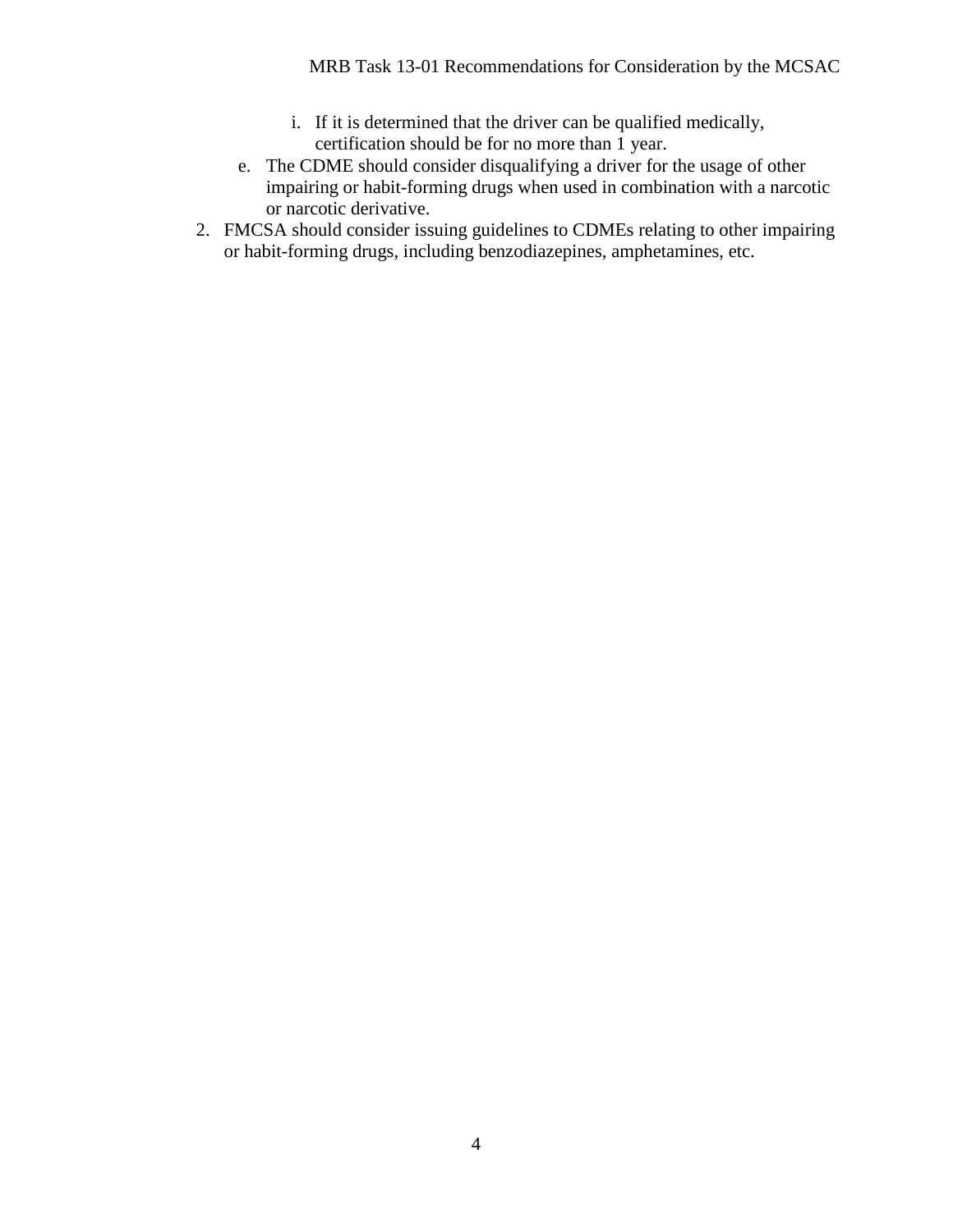i. If it is determined that the driver can be qualified medically, certification should be for no more than 1 year.

   e. The CDME should consider disqualifying a driver for the usage of other impairing or habit-forming drugs when used in combination with a narcotic or narcotic derivative.

2. FMCSA should consider issuing guidelines to CDMEs relating to other impairing or habit-forming drugs, including benzodiazepines, amphetamines, etc.